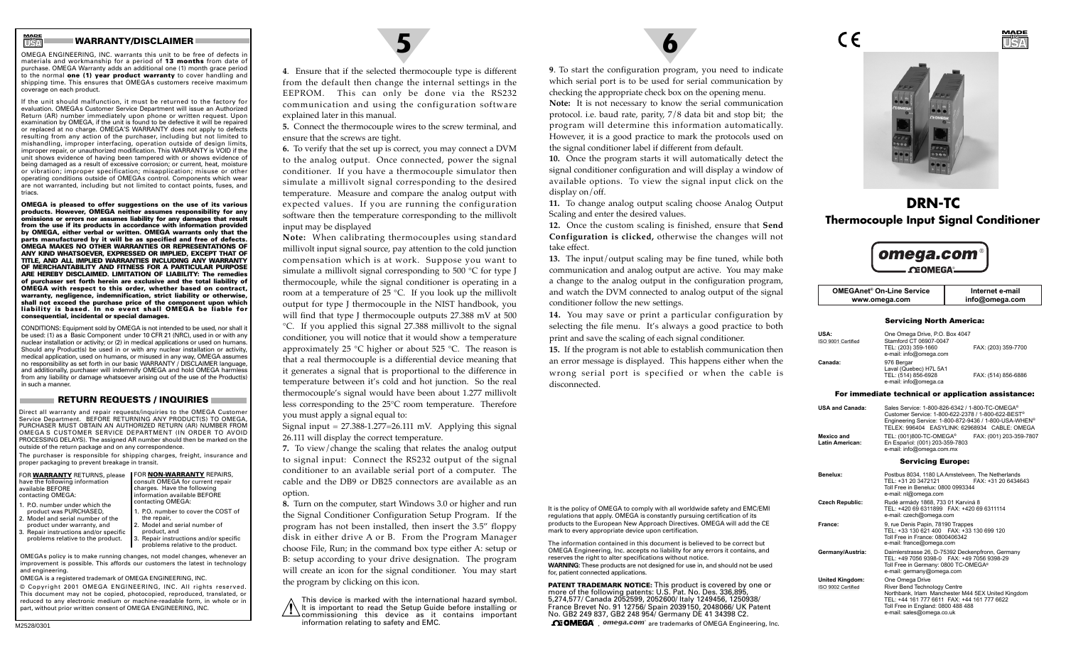## WARRANTY/DISCLAIMER

OMEGA ENGINEERING, INC. warrants this unit to be free of defects in materials and workmanship for a period of **13 months** from date of purchase. OMEGA Warranty adds an additional one (1) month grace period to the normal **one (1) year product warranty** to cover handling and shipping time. This ensures that OMEGAs customers receive maximum coverage on each product.

If the unit should malfunction, it must be returned to the factory for evaluation. OMEGAs Customer Service Department will issue an Authorized Return (AR) number immediately upon phone or written request. Upon examination by OMEGA, if the unit is found to be defective it will be repaired or replaced at no charge. OMEGA'S WARRANTY does not apply to defects resulting from any action of the purchaser, including but not limited to mishandling, improper interfacing, operation outside of design limits, improper repair, or unauthorized modification. This WARRANTY is VOID if the unit shows evidence of having been tampered with or shows evidence of being damaged as a result of excessive corrosion; or current, heat, moisture or vibration; improper specification; misapplication; misuse or other operating conditions outside of OMEGAs control. Components which wear are not warranted, including but not limited to contact points, fuses, and triacs.

**OMEGA is pleased to offer suggestions on the use of its various products. However, OMEGA neither assumes responsibility for any omissions or errors nor assumes liability for any damages that result from the use if its products in accordance with information provided by OMEGA, either verbal or written. OMEGA warrants only that the parts manufactured by it will be as specified and free of defects. OMEGA MAKES NO OTHER WARRANTIES OR REPRESENTATIONS OF ANY KIND WHATSOEVER, EXPRESSED OR IMPLIED, EXCEPT THAT OF TITLE, AND ALL IMPLIED WARRANTIES INCLUDING ANY WARRANTY OF MERCHANTABILITY AND FITNESS FOR A PARTICULAR PURPOSE ARE HEREBY DISCLAIMED. LIMITATION OF LIABILITY: The remedies of purchaser set forth herein are exclusive and the total liability of OMEGA with respect to this order, whether based on contract, warranty, negligence, indemnification, strict liability or otherwise, shall not exceed the purchase price of the component upon which liability is based. In no event shall OMEGA be liable for consequential, incidental or special damages.**

CONDITIONS: Equipment sold by OMEGA is not intended to be used, nor shall it be used: (1) as a Basic Component under 10 CFR 21 (NRC), used in or with any nuclear installation or activity; or (2) in medical applications or used on humans. Should any Product(s) be used in or with any nuclear installation or activity, medical application, used on humans, or misused in any way, OMEGA assumes no responsibility as set forth in our basic WARRANTY / DISCLAIMER language, and additionally, purchaser will indemnify OMEGA and hold OMEGA harmless from any liability or damage whatsoever arising out of the use of the Product(s) in such a manner.

## RETURN REQUESTS / INQUIRIES

Direct all warranty and repair requests/inquiries to the OMEGA Customer Service Department. BEFORE RETURNING ANY PRODUCT(S) TO OMEGA, PURCHASER MUST OBTAIN AN AUTHORIZED RETURN (AR) NUMBER FROM OMEGA S CUSTOMER SERVICE DEPARTMENT (IN ORDER TO AVOID PROCESSING DELAYS). The assigned AR number should then be marked on the outside of the return package and on any correspondence.

The purchaser is responsible for shipping charges, freight, insurance and proper packaging to prevent breakage in transit.

FOR **WARRANTY** RETURNS, please have the following information available BEFORE contacting OMEGA:

1. P.O. number under which the product was PURCHASED,
2. Model and serial number of the product under warranty, and
3. Repair instructions and/or specific problems relative to the product.

FOR **NON-WARRANTY** REPAIRS, consult OMEGA for current repair charges. Have the following information available BEFORE contacting OMEGA:

1. P.O. number to cover the COST of the repair,
2. Model and serial number of product, and
3. Repair instructions and/or specific problems relative to the product.

OMEGAs policy is to make running changes, not model changes, whenever an improvement is possible. This affords our customers the latest in technology and engineering.

OMEGA is a registered trademark of OMEGA ENGINEERING, INC.

© Copyright 2001 OMEGA ENGINEERING, INC. All rights reserved. This document may not be copied, photocopied, reproduced, translated, or reduced to any electronic medium or machine-readable form, in whole or in part, without prior written consent of OMEGA ENGINEERING, INC.

M2528/0301

**4**. Ensure that if the selected thermocouple type is different from the default then change the internal settings in the EEPROM. This can only be done via the RS232 communication and using the configuration software explained later in this manual.

**5.** Connect the thermocouple wires to the screw terminal, and ensure that the screws are tight.

**6.** To verify that the set up is correct, you may connect a DVM to the analog output. Once connected, power the signal conditioner. If you have a thermocouple simulator then simulate a millivolt signal corresponding to the desired temperature. Measure and compare the analog output with expected values. If you are running the configuration software then the temperature corresponding to the millivolt input may be displayed

**Note:** When calibrating thermocouples using standard millivolt input signal source, pay attention to the cold junction compensation which is at work. Suppose you want to simulate a millivolt signal corresponding to 500 °C for type J thermocouple, while the signal conditioner is operating in a room at a temperature of 25 °C. If you look up the millivolt output for type J thermocouple in the NIST handbook, you will find that type J thermocouple outputs 27.388 mV at 500 °C. If you applied this signal 27.388 millivolt to the signal conditioner, you will notice that it would show a temperature approximately 25 °C higher or about 525 °C. The reason is that a real thermocouple is a differential device meaning that it generates a signal that is proportional to the difference in temperature between it's cold and hot junction. So the real thermocouple's signal would have been about 1.277 millivolt less corresponding to the 25°C room temperature. Therefore you must apply a signal equal to:

Signal input = 27.388-1.277=26.111 mV. Applying this signal 26.111 will display the correct temperature.

**7.** To view/change the scaling that relates the analog output to signal input: Connect the RS232 output of the signal conditioner to an available serial port of a computer. The cable and the DB9 or DB25 connectors are available as an option.

**8.** Turn on the computer, start Windows 3.0 or higher and run the Signal Conditioner Configuration Setup Program. If the program has not been installed, then insert the 3.5" floppy disk in either drive A or B. From the Program Manager choose File, Run; in the command box type either A: setup or B: setup according to your drive designation. The program will create an icon for the signal conditioner. You may start the program by clicking on this icon.

This device is marked with the international hazard symbol. It is important to read the Setup Guide before installing or commissioning this device as it contains important information relating to safety and EMC.

**9**. To start the configuration program, you need to indicate which serial port is to be used for serial communication by checking the appropriate check box on the opening menu.

**Note:** It is not necessary to know the serial communication protocol. i.e. baud rate, parity, 7/8 data bit and stop bit; the program will determine this information automatically. However, it is a good practice to mark the protocols used on the signal conditioner label if different from default.

**10.** Once the program starts it will automatically detect the signal conditioner configuration and will display a window of available options. To view the signal input click on the display on/off.

**11.** To change analog output scaling choose Analog Output Scaling and enter the desired values.

**12.** Once the custom scaling is finished, ensure that **Send Configuration is clicked,** otherwise the changes will not take effect.

**13.** The input/output scaling may be fine tuned, while both communication and analog output are active. You may make a change to the analog output in the configuration program, and watch the DVM connected to analog output of the signal conditioner follow the new settings.

**14.** You may save or print a particular configuration by selecting the file menu. It's always a good practice to both print and save the scaling of each signal conditioner.

**15.** If the program is not able to establish communication then an error message is displayed. This happens either when the wrong serial port is specified or when the cable is disconnected.

It is the policy of OMEGA to comply with all worldwide safety and EMC/EMI regulations that apply. OMEGA is constantly pursuing certification of its products to the European New Approach Directives. OMEGA will add the CE mark to every appropriate device upon certification.

The information contained in this document is believed to be correct but OMEGA Engineering, Inc. accepts no liability for any errors it contains, and reserves the right to alter specifications without notice.
**WARNING:** These products are not designed for use in, and should not be used for, patient connected applications.

**PATENT TRADEMARK NOTICE:** This product is covered by one or more of the following patents: U.S. Pat. No. Des. 336,895, 5,274,577/ Canada 2052599, 2052600/ Italy 1249456, 1250938/ France Brevet No. 91 12756/ Spain 2039150, 2048066/ UK Patent No. GB2 249 837, GB2 248 954/ Germany DE 41 34398 C2.
OMEGA, omega.com are trademarks of OMEGA Engineering, Inc.

# DRN-TC

## Thermocouple Input Signal Conditioner

omega.com®
OMEGA®

| OMEGAnet® On-Line Service www.omega.com | Internet e-mail info@omega.com |
|---|---|

### Servicing North America:

**USA:** (ISO 9001 Certified) One Omega Drive, P.O. Box 4047, Stamford CT 06907-0047
TEL: (203) 359-1660 FAX: (203) 359-7700
e-mail: info@omega.com

**Canada:** 976 Bergar, Laval (Quebec) H7L 5A1
TEL: (514) 856-6928 FAX: (514) 856-6886
e-mail: info@omega.ca

### For immediate technical or application assistance:

**USA and Canada:** Sales Service: 1-800-826-6342 / 1-800-TC-OMEGA®
Customer Service: 1-800-622-2378 / 1-800-622-BEST®
Engineering Service: 1-800-872-9436 / 1-800-USA-WHEN®
TELEX: 996404 EASYLINK: 62968934 CABLE: OMEGA

**Mexico and Latin American:** TEL: (001)800-TC-OMEGA® FAX: (001) 203-359-7807
En Español: (001) 203-359-7803
e-mail: info@omega.com.mx

### Servicing Europe:

**Benelux:** Postbus 8034, 1180 LA Amstelveen, The Netherlands
TEL: +31 20 3472121 FAX: +31 20 6434643
Toll Free in Benelux: 0800 0993344
e-mail: nl@omega.com

**Czech Republic:** Rudé armády 1868, 733 01 Karviná 8
TEL: +420 69 6311899 FAX: +420 69 6311114
e-mail: czech@omega.com

**France:** 9, rue Denis Papin, 78190 Trappes
TEL: +33 130 621 400 FAX: +33 130 699 120
Toll Free in France: 0800406342
e-mail: france@omega.com

**Germany/Austria:** Daimlerstrasse 26, D-75392 Deckenpfronn, Germany
TEL: +49 7056 9398-0 FAX: +49 7056 9398-29
Toll Free in Germany: 0800 TC-OMEGA®
e-mail: germany@omega.com

**United Kingdom:** (ISO 9002 Certified) One Omega Drive, River Bend Technology Centre, Northbank, Irlam Manchester M44 5EX United Kingdom
TEL: +44 161 777 6611 FAX: +44 161 777 6622
Toll Free in England: 0800 488 488
e-mail: sales@omega.co.uk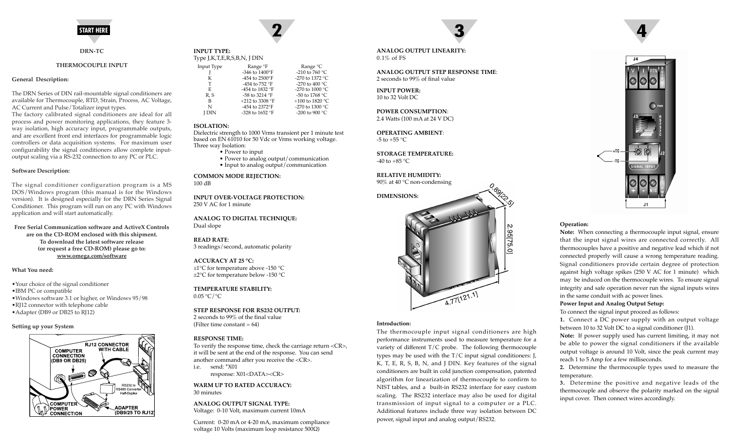START HERE

**DRN-TC**

**THERMOCOUPLE INPUT**

**General Description:**

The DRN Series of DIN rail-mountable signal conditioners are available for Thermocouple, RTD, Strain, Process, AC Voltage, AC Current and Pulse/Totalizer input types.
The factory calibrated signal conditioners are ideal for all process and power monitoring applications, they feature 3-way isolation, high accuracy input, programmable outputs, and are excellent front end interfaces for programmable logic controllers or data acquisition systems. For maximum user configurability the signal conditioners allow complete input-output scaling via a RS-232 connection to any PC or PLC.

**Software Description:**

The signal conditioner configuration program is a MS DOS/Windows program (this manual is for the Windows version). It is designed especially for the DRN Series Signal Conditioner. This program will run on any PC with Windows application and will start automatically.

**Free Serial Communication software and ActiveX Controls are on the CD-ROM enclosed with this shipment. To download the latest software release (or request a free CD-ROM) please go to: www.omega.com/software**

**What You need:**

- Your choice of the signal conditioner
- IBM PC or compatible
- Windows software 3.1 or higher, or Windows 95/98
- RJ12 connector with telephone cable
- Adapter (DB9 or DB25 to RJ12)

**Setting up your System**

RJ12 CONNECTOR WITH CABLE
COMPUTER CONNECTION (DB9 OR DB25)
RS232 to RS485 Converter Half-Duplex
COMPUTER POWER CONNECTION
ADAPTER (DB9/25 TO RJ12)

2

**INPUT TYPE:**
Type J,K,T,E,R,S,B,N, J DIN

| Input Type | Range °F | Range °C |
|---|---|---|
| J | -346 to 1400°F | -210 to 760 °C |
| K | -454 to 2500°F | -270 to 1372 °C |
| T | -454 to 752 °F | -270 to 400 °C |
| E | -454 to 1832 °F | -270 to 1000 °C |
| R, S | -58 to 3214 °F | -50 to 1768 °C |
| B | +212 to 3308 °F | +100 to 1820 °C |
| N | -454 to 2372°F | -270 to 1300 °C |
| J DIN | -328 to 1652 °F | -200 to 900 °C |

**ISOLATION:**
Dielectric strength to 1000 Vrms transient per 1 minute test based on EN 61010 for 50 Vdc or Vrms working voltage.
Three way Isolation:
- Power to input
- Power to analog output/communication
- Input to analog output/communication

**COMMON MODE REJECTION:**
100 dB

**INPUT OVER-VOLTAGE PROTECTION:**
250 V AC for 1 minute

**ANALOG TO DIGITAL TECHNIQUE:**
Dual slope

**READ RATE**:
3 readings/second, automatic polarity

**ACCURACY AT 25 °C:**
±1°C for temperature above -150 °C
±2°C for temperature below -150 °C

**TEMPERATURE STABILITY:**
0.05 °C/°C

**STEP RESPONSE FOR RS232 OUTPUT:**
2 seconds to 99% of the final value
(Filter time constant = 64)

**RESPONSE TIME:**
To verify the response time, check the carriage return <CR>, it will be sent at the end of the response. You can send another command after you receive the <CR>.
i.e. send: *X01
response: X01<DATA><CR>

**WARM UP TO RATED ACCURACY:**
30 minutes

**ANALOG OUTPUT SIGNAL TYPE:**
Voltage: 0-10 Volt, maximum current 10mA

Current: 0-20 mA or 4-20 mA, maximum compliance voltage 10 Volts (maximum loop resistance 500Ω)

3

**ANALOG OUTPUT LINEARITY:**
0.1% of FS

**ANALOG OUTPUT STEP RESPONSE TIME**:
2 seconds to 99% of final value

**INPUT POWER:**
10 to 32 Volt DC

**POWER CONSUMPTION**:
2.4 Watts (100 mA at 24 V DC)

**OPERATING AMBIENT**:
-5 to +55 °C

**STORAGE TEMPERATURE:**
-40 to +85 °C

**RELATIVE HUMIDITY:**
90% at 40 °C non-condensing

**DIMENSIONS:**

0.89[22.5]
2.95[75.0]
4.77[121.1]

**Introduction:**

The thermocouple input signal conditioners are high performance instruments used to measure temperature for a variety of different T/C probe. The following thermocouple types may be used with the T/C input signal conditioners: J, K, T, E, R, S, B, N, and J DIN. Key features of the signal conditioners are built in cold junction compensation, patented algorithm for linearization of thermocouple to confirm to NIST tables, and a built-in RS232 interface for easy custom scaling. The RS232 interface may also be used for digital transmission of input signal to a computer or a PLC. Additional features include three way isolation between DC power, signal input and analog output/RS232.

4

J4
V I RTN OUTPUT
PWR
J3 RS232C
+TC
-TC
1 2
J2
SIGNAL INPUT
+ - N/C DC PWR
J1

**Operation:**
**Note:** When connecting a thermocouple input signal, ensure that the input signal wires are connected correctly. All thermocouples have a positive and negative lead which if not connected properly will cause a wrong temperature reading. Signal conditioners provide certain degree of protection against high voltage spikes (250 V AC for 1 minute) which may be induced on the thermocouple wires. To ensure signal integrity and safe operation never run the signal inputs wires in the same conduit with ac power lines.
**Power Input and Analog Output Setup:**
To connect the signal input proceed as follows:
**1.** Connect a DC power supply with an output voltage between 10 to 32 Volt DC to a signal conditioner (J1).
**Note:** If power supply used has current limiting, it may not be able to power the signal conditioners if the available output voltage is around 10 Volt, since the peak current may reach 1 to 5 Amp for a few milliseconds.
**2.** Determine the thermocouple types used to measure the temperature.
**3.** Determine the positive and negative leads of the thermocouple and observe the polarity marked on the signal input cover. Then connect wires accordingly.